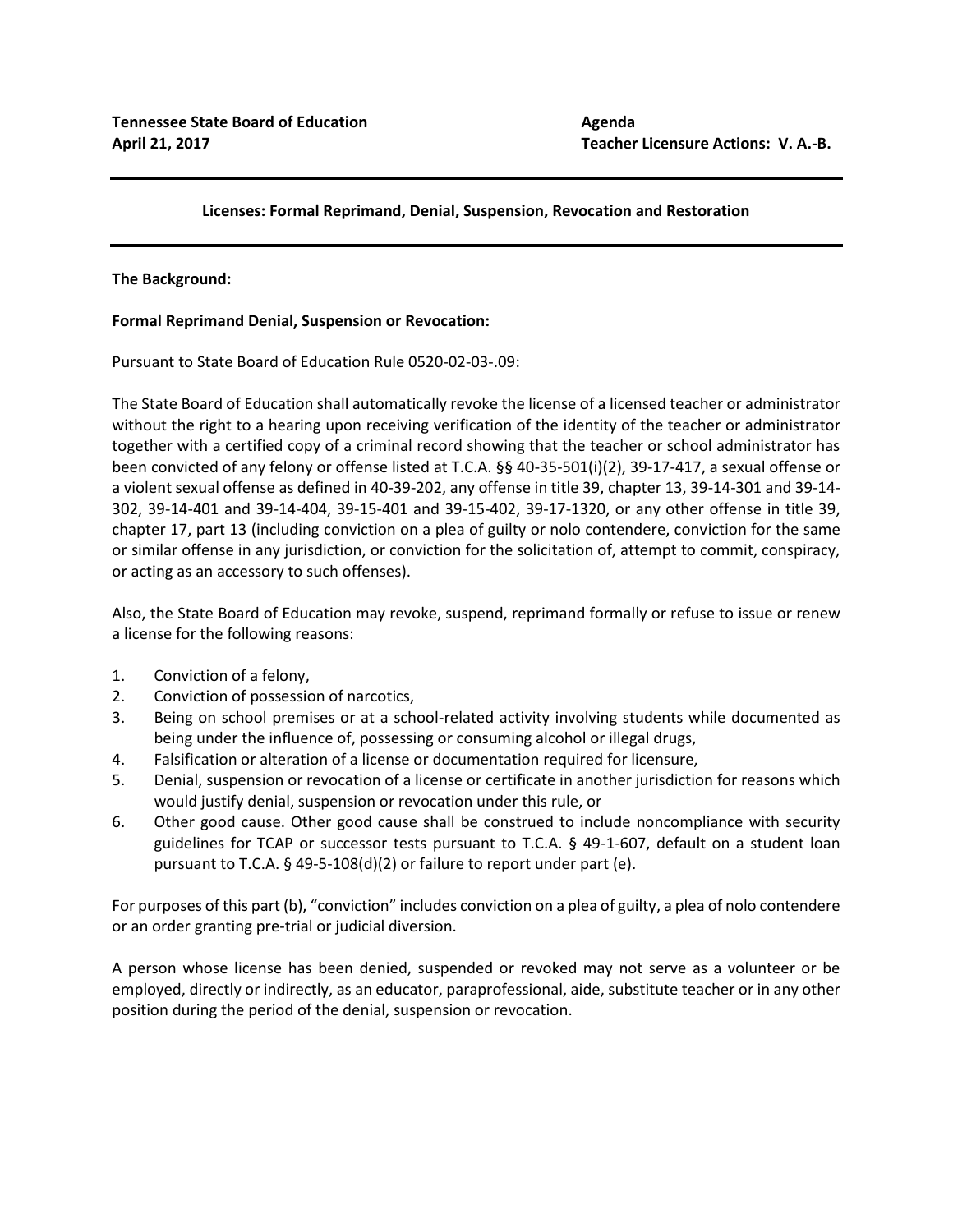**Tennessee State Board of Education**
**April 21, 2017**

**Agenda**
**Teacher Licensure Actions: V. A.-B.**

---

**Licenses: Formal Reprimand, Denial, Suspension, Revocation and Restoration**

---

**The Background:**

**Formal Reprimand Denial, Suspension or Revocation:**

Pursuant to State Board of Education Rule 0520-02-03-.09:

The State Board of Education shall automatically revoke the license of a licensed teacher or administrator without the right to a hearing upon receiving verification of the identity of the teacher or administrator together with a certified copy of a criminal record showing that the teacher or school administrator has been convicted of any felony or offense listed at T.C.A. §§ 40-35-501(i)(2), 39-17-417, a sexual offense or a violent sexual offense as defined in 40-39-202, any offense in title 39, chapter 13, 39-14-301 and 39-14-302, 39-14-401 and 39-14-404, 39-15-401 and 39-15-402, 39-17-1320, or any other offense in title 39, chapter 17, part 13 (including conviction on a plea of guilty or nolo contendere, conviction for the same or similar offense in any jurisdiction, or conviction for the solicitation of, attempt to commit, conspiracy, or acting as an accessory to such offenses).

Also, the State Board of Education may revoke, suspend, reprimand formally or refuse to issue or renew a license for the following reasons:

1. Conviction of a felony,
2. Conviction of possession of narcotics,
3. Being on school premises or at a school-related activity involving students while documented as being under the influence of, possessing or consuming alcohol or illegal drugs,
4. Falsification or alteration of a license or documentation required for licensure,
5. Denial, suspension or revocation of a license or certificate in another jurisdiction for reasons which would justify denial, suspension or revocation under this rule, or
6. Other good cause. Other good cause shall be construed to include noncompliance with security guidelines for TCAP or successor tests pursuant to T.C.A. § 49-1-607, default on a student loan pursuant to T.C.A. § 49-5-108(d)(2) or failure to report under part (e).

For purposes of this part (b), "conviction" includes conviction on a plea of guilty, a plea of nolo contendere or an order granting pre-trial or judicial diversion.

A person whose license has been denied, suspended or revoked may not serve as a volunteer or be employed, directly or indirectly, as an educator, paraprofessional, aide, substitute teacher or in any other position during the period of the denial, suspension or revocation.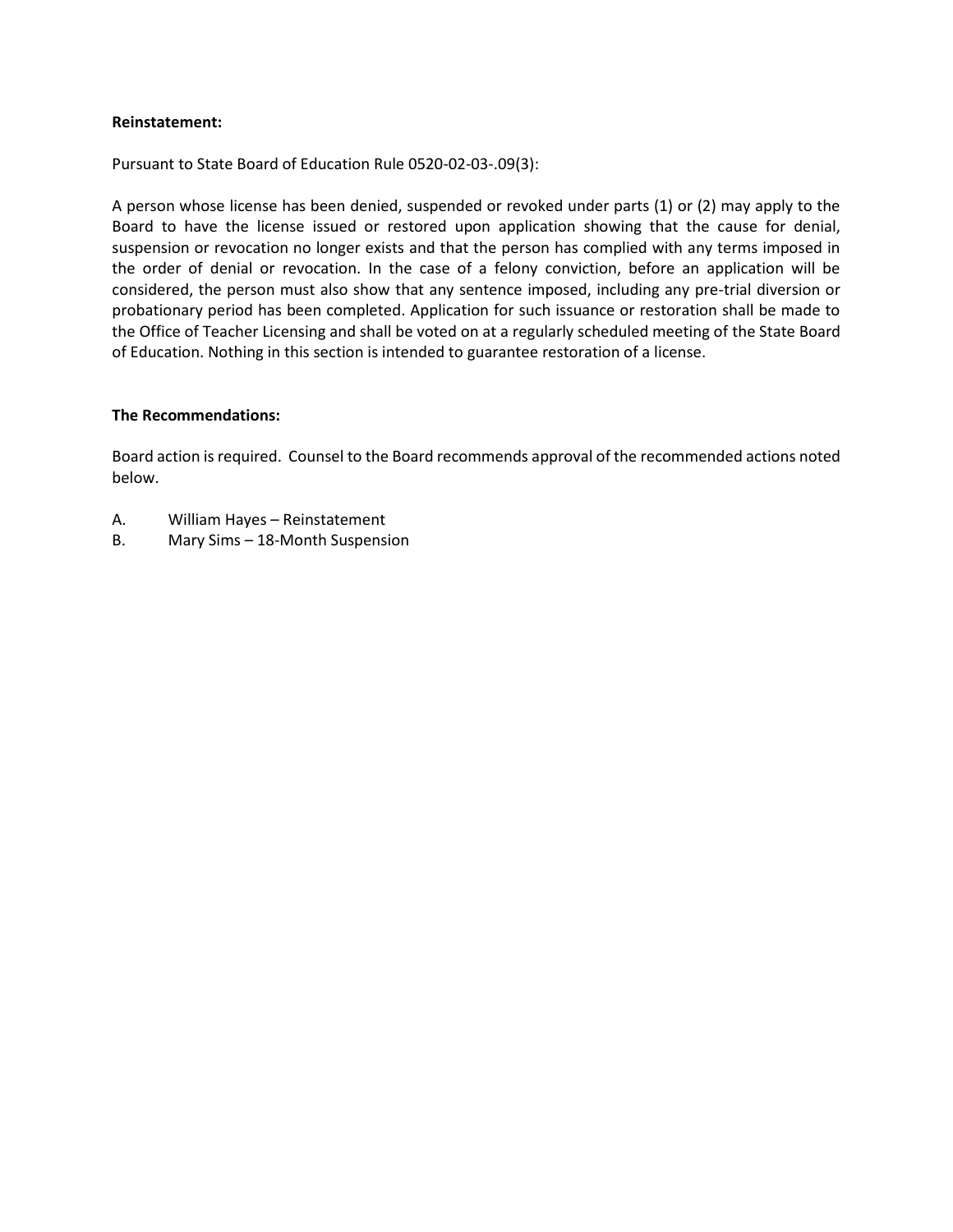**Reinstatement:**

Pursuant to State Board of Education Rule 0520-02-03-.09(3):

A person whose license has been denied, suspended or revoked under parts (1) or (2) may apply to the Board to have the license issued or restored upon application showing that the cause for denial, suspension or revocation no longer exists and that the person has complied with any terms imposed in the order of denial or revocation. In the case of a felony conviction, before an application will be considered, the person must also show that any sentence imposed, including any pre-trial diversion or probationary period has been completed. Application for such issuance or restoration shall be made to the Office of Teacher Licensing and shall be voted on at a regularly scheduled meeting of the State Board of Education. Nothing in this section is intended to guarantee restoration of a license.

**The Recommendations:**

Board action is required. Counsel to the Board recommends approval of the recommended actions noted below.

A. William Hayes – Reinstatement
B. Mary Sims – 18-Month Suspension